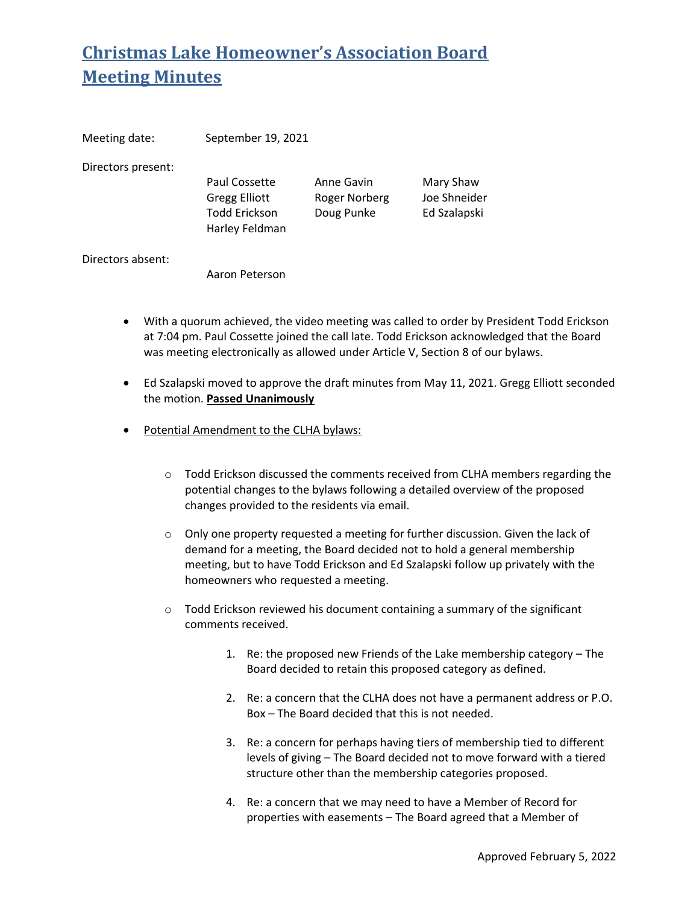# Christmas Lake Homeowner's Association Board Meeting Minutes

Meeting date: September 19, 2021

Directors present:

| | | |
|---|---|---|
| Paul Cossette | Anne Gavin | Mary Shaw |
| Gregg Elliott | Roger Norberg | Joe Shneider |
| Todd Erickson | Doug Punke | Ed Szalapski |
| Harley Feldman | | |

Directors absent:

Aaron Peterson

- With a quorum achieved, the video meeting was called to order by President Todd Erickson at 7:04 pm. Paul Cossette joined the call late. Todd Erickson acknowledged that the Board was meeting electronically as allowed under Article V, Section 8 of our bylaws.

- Ed Szalapski moved to approve the draft minutes from May 11, 2021. Gregg Elliott seconded the motion. **Passed Unanimously**

- Potential Amendment to the CLHA bylaws:

  - Todd Erickson discussed the comments received from CLHA members regarding the potential changes to the bylaws following a detailed overview of the proposed changes provided to the residents via email.

  - Only one property requested a meeting for further discussion. Given the lack of demand for a meeting, the Board decided not to hold a general membership meeting, but to have Todd Erickson and Ed Szalapski follow up privately with the homeowners who requested a meeting.

  - Todd Erickson reviewed his document containing a summary of the significant comments received.

    1. Re: the proposed new Friends of the Lake membership category – The Board decided to retain this proposed category as defined.

    2. Re: a concern that the CLHA does not have a permanent address or P.O. Box – The Board decided that this is not needed.

    3. Re: a concern for perhaps having tiers of membership tied to different levels of giving – The Board decided not to move forward with a tiered structure other than the membership categories proposed.

    4. Re: a concern that we may need to have a Member of Record for properties with easements – The Board agreed that a Member of

Approved February 5, 2022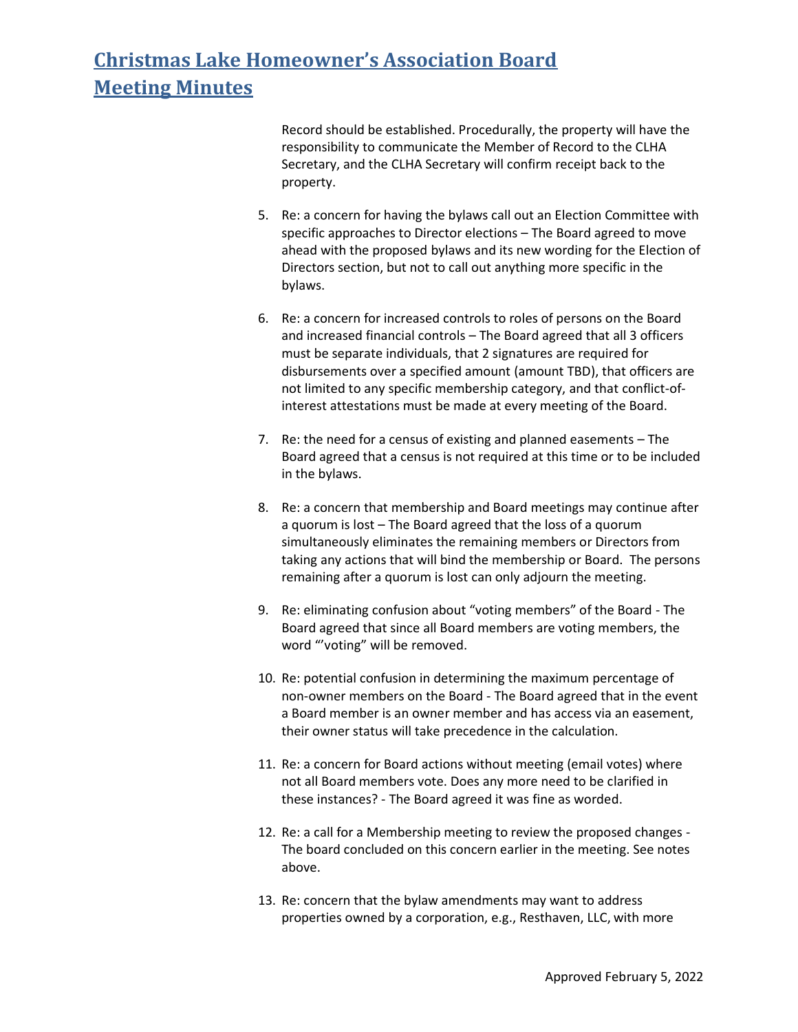# Christmas Lake Homeowner's Association Board Meeting Minutes

Record should be established. Procedurally, the property will have the responsibility to communicate the Member of Record to the CLHA Secretary, and the CLHA Secretary will confirm receipt back to the property.

5. Re: a concern for having the bylaws call out an Election Committee with specific approaches to Director elections – The Board agreed to move ahead with the proposed bylaws and its new wording for the Election of Directors section, but not to call out anything more specific in the bylaws.

6. Re: a concern for increased controls to roles of persons on the Board and increased financial controls – The Board agreed that all 3 officers must be separate individuals, that 2 signatures are required for disbursements over a specified amount (amount TBD), that officers are not limited to any specific membership category, and that conflict-of-interest attestations must be made at every meeting of the Board.

7. Re: the need for a census of existing and planned easements – The Board agreed that a census is not required at this time or to be included in the bylaws.

8. Re: a concern that membership and Board meetings may continue after a quorum is lost – The Board agreed that the loss of a quorum simultaneously eliminates the remaining members or Directors from taking any actions that will bind the membership or Board. The persons remaining after a quorum is lost can only adjourn the meeting.

9. Re: eliminating confusion about "voting members" of the Board - The Board agreed that since all Board members are voting members, the word "'voting" will be removed.

10. Re: potential confusion in determining the maximum percentage of non-owner members on the Board - The Board agreed that in the event a Board member is an owner member and has access via an easement, their owner status will take precedence in the calculation.

11. Re: a concern for Board actions without meeting (email votes) where not all Board members vote. Does any more need to be clarified in these instances? - The Board agreed it was fine as worded.

12. Re: a call for a Membership meeting to review the proposed changes - The board concluded on this concern earlier in the meeting. See notes above.

13. Re: concern that the bylaw amendments may want to address properties owned by a corporation, e.g., Resthaven, LLC, with more

Approved February 5, 2022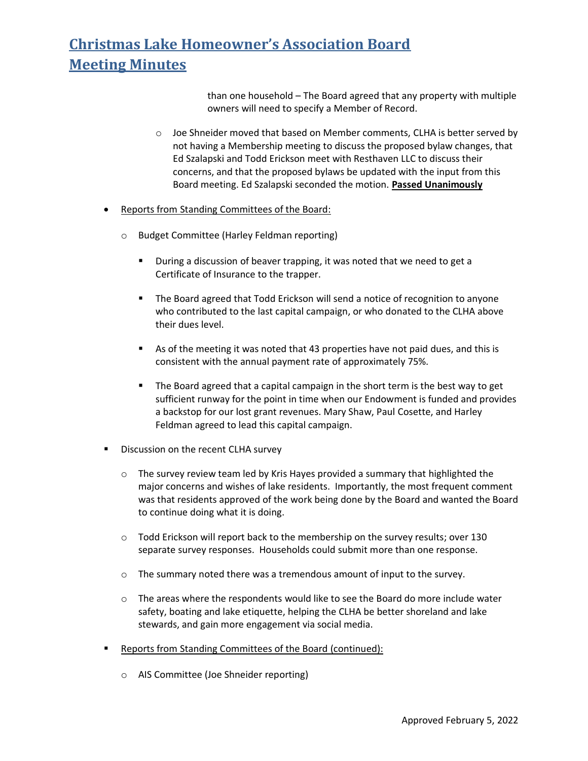than one household – The Board agreed that any property with multiple owners will need to specify a Member of Record.

  - Joe Shneider moved that based on Member comments, CLHA is better served by not having a Membership meeting to discuss the proposed bylaw changes, that Ed Szalapski and Todd Erickson meet with Resthaven LLC to discuss their concerns, and that the proposed bylaws be updated with the input from this Board meeting. Ed Szalapski seconded the motion. **Passed Unanimously**

- Reports from Standing Committees of the Board:
  - Budget Committee (Harley Feldman reporting)
    - During a discussion of beaver trapping, it was noted that we need to get a Certificate of Insurance to the trapper.
    - The Board agreed that Todd Erickson will send a notice of recognition to anyone who contributed to the last capital campaign, or who donated to the CLHA above their dues level.
    - As of the meeting it was noted that 43 properties have not paid dues, and this is consistent with the annual payment rate of approximately 75%.
    - The Board agreed that a capital campaign in the short term is the best way to get sufficient runway for the point in time when our Endowment is funded and provides a backstop for our lost grant revenues. Mary Shaw, Paul Cosette, and Harley Feldman agreed to lead this capital campaign.

- Discussion on the recent CLHA survey
  - The survey review team led by Kris Hayes provided a summary that highlighted the major concerns and wishes of lake residents. Importantly, the most frequent comment was that residents approved of the work being done by the Board and wanted the Board to continue doing what it is doing.
  - Todd Erickson will report back to the membership on the survey results; over 130 separate survey responses. Households could submit more than one response.
  - The summary noted there was a tremendous amount of input to the survey.
  - The areas where the respondents would like to see the Board do more include water safety, boating and lake etiquette, helping the CLHA be better shoreland and lake stewards, and gain more engagement via social media.

- Reports from Standing Committees of the Board (continued):
  - AIS Committee (Joe Shneider reporting)

Approved February 5, 2022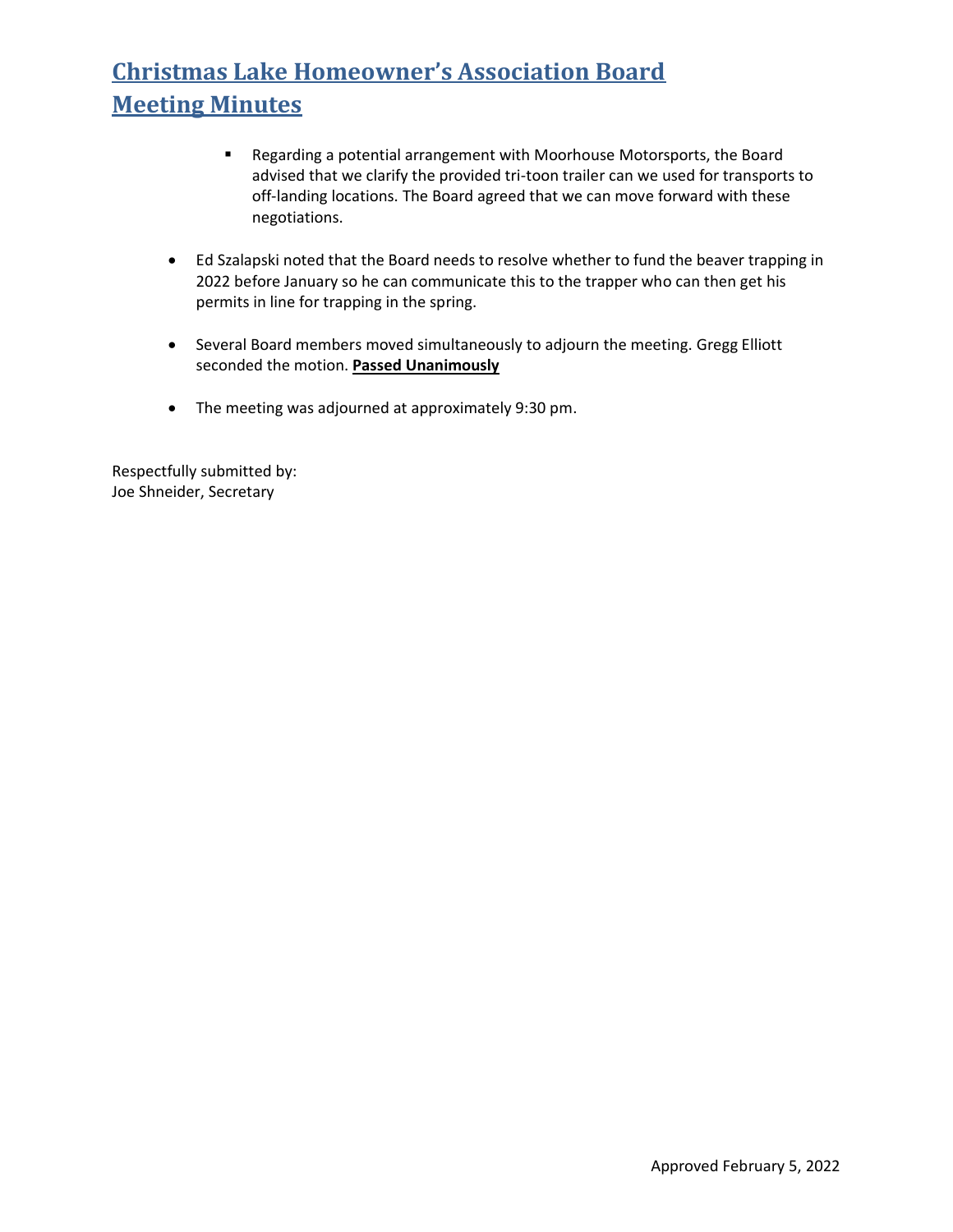# Christmas Lake Homeowner's Association Board Meeting Minutes

    - Regarding a potential arrangement with Moorhouse Motorsports, the Board advised that we clarify the provided tri-toon trailer can we used for transports to off-landing locations. The Board agreed that we can move forward with these negotiations.

- Ed Szalapski noted that the Board needs to resolve whether to fund the beaver trapping in 2022 before January so he can communicate this to the trapper who can then get his permits in line for trapping in the spring.

- Several Board members moved simultaneously to adjourn the meeting. Gregg Elliott seconded the motion. **Passed Unanimously**

- The meeting was adjourned at approximately 9:30 pm.

Respectfully submitted by:
Joe Shneider, Secretary

Approved February 5, 2022